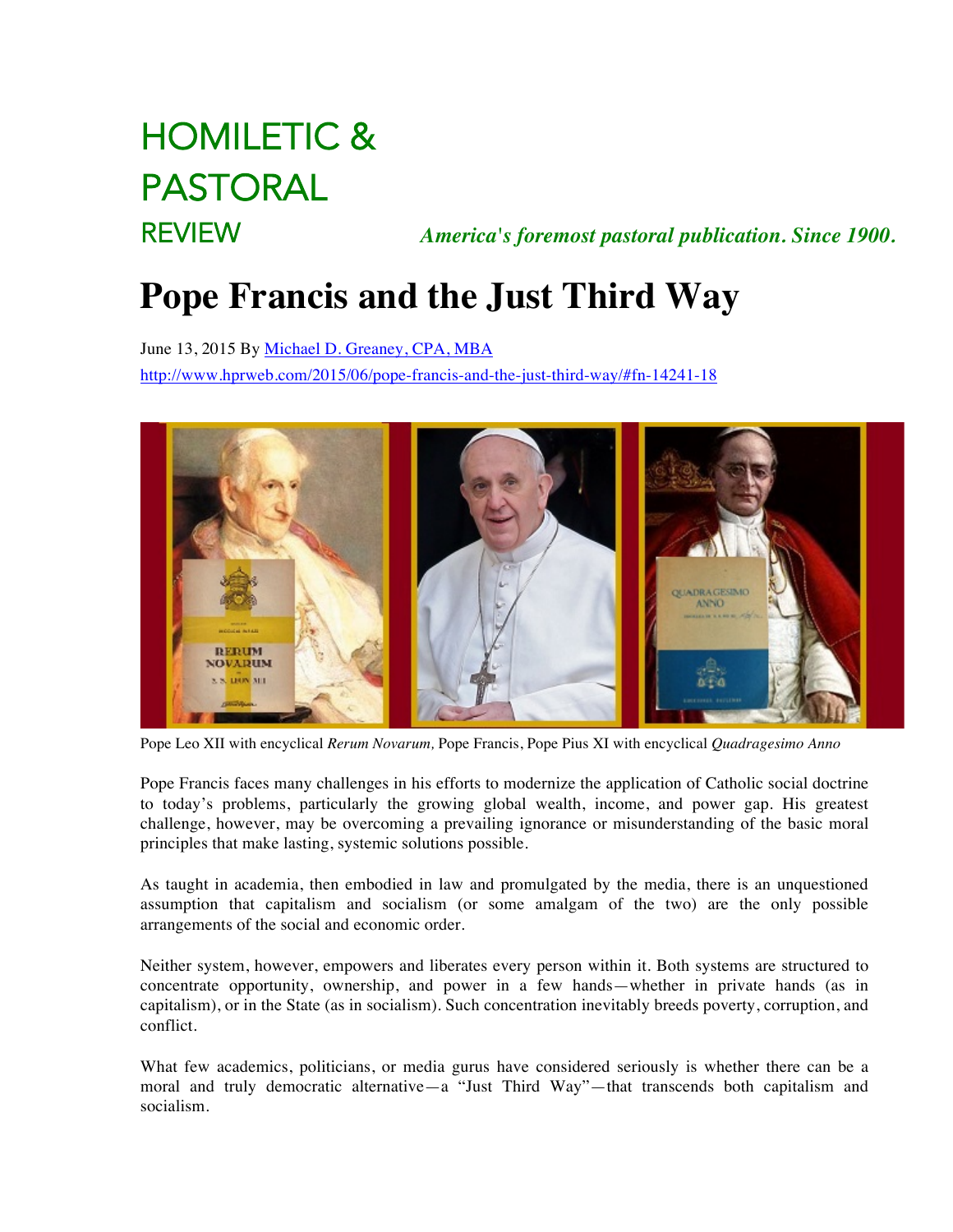HOMILETIC & PASTORAL REVIEW

*America's foremost pastoral publication. Since 1900.*

# Pope Francis and the Just Third Way

June 13, 2015 By Michael D. Greaney, CPA, MBA

http://www.hprweb.com/2015/06/pope-francis-and-the-just-third-way/#fn-14241-18

Pope Leo XII with encyclical *Rerum Novarum,* Pope Francis, Pope Pius XI with encyclical *Quadragesimo Anno*

Pope Francis faces many challenges in his efforts to modernize the application of Catholic social doctrine to today's problems, particularly the growing global wealth, income, and power gap. His greatest challenge, however, may be overcoming a prevailing ignorance or misunderstanding of the basic moral principles that make lasting, systemic solutions possible.

As taught in academia, then embodied in law and promulgated by the media, there is an unquestioned assumption that capitalism and socialism (or some amalgam of the two) are the only possible arrangements of the social and economic order.

Neither system, however, empowers and liberates every person within it. Both systems are structured to concentrate opportunity, ownership, and power in a few hands—whether in private hands (as in capitalism), or in the State (as in socialism). Such concentration inevitably breeds poverty, corruption, and conflict.

What few academics, politicians, or media gurus have considered seriously is whether there can be a moral and truly democratic alternative—a "Just Third Way"—that transcends both capitalism and socialism.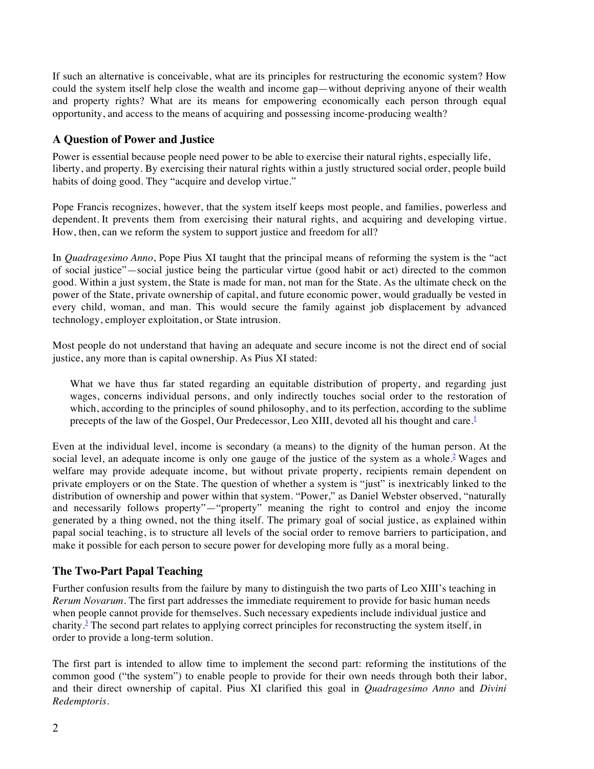If such an alternative is conceivable, what are its principles for restructuring the economic system? How could the system itself help close the wealth and income gap—without depriving anyone of their wealth and property rights? What are its means for empowering economically each person through equal opportunity, and access to the means of acquiring and possessing income-producing wealth?

## A Question of Power and Justice

Power is essential because people need power to be able to exercise their natural rights, especially life, liberty, and property. By exercising their natural rights within a justly structured social order, people build habits of doing good. They "acquire and develop virtue."

Pope Francis recognizes, however, that the system itself keeps most people, and families, powerless and dependent. It prevents them from exercising their natural rights, and acquiring and developing virtue. How, then, can we reform the system to support justice and freedom for all?

In *Quadragesimo Anno*, Pope Pius XI taught that the principal means of reforming the system is the "act of social justice"—social justice being the particular virtue (good habit or act) directed to the common good. Within a just system, the State is made for man, not man for the State. As the ultimate check on the power of the State, private ownership of capital, and future economic power, would gradually be vested in every child, woman, and man. This would secure the family against job displacement by advanced technology, employer exploitation, or State intrusion.

Most people do not understand that having an adequate and secure income is not the direct end of social justice, any more than is capital ownership. As Pius XI stated:

> What we have thus far stated regarding an equitable distribution of property, and regarding just wages, concerns individual persons, and only indirectly touches social order to the restoration of which, according to the principles of sound philosophy, and to its perfection, according to the sublime precepts of the law of the Gospel, Our Predecessor, Leo XIII, devoted all his thought and care.[1]

Even at the individual level, income is secondary (a means) to the dignity of the human person. At the social level, an adequate income is only one gauge of the justice of the system as a whole.[2] Wages and welfare may provide adequate income, but without private property, recipients remain dependent on private employers or on the State. The question of whether a system is "just" is inextricably linked to the distribution of ownership and power within that system. "Power," as Daniel Webster observed, "naturally and necessarily follows property"—"property" meaning the right to control and enjoy the income generated by a thing owned, not the thing itself. The primary goal of social justice, as explained within papal social teaching, is to structure all levels of the social order to remove barriers to participation, and make it possible for each person to secure power for developing more fully as a moral being.

## The Two-Part Papal Teaching

Further confusion results from the failure by many to distinguish the two parts of Leo XIII's teaching in *Rerum Novarum*. The first part addresses the immediate requirement to provide for basic human needs when people cannot provide for themselves. Such necessary expedients include individual justice and charity.[3] The second part relates to applying correct principles for reconstructing the system itself, in order to provide a long-term solution.

The first part is intended to allow time to implement the second part: reforming the institutions of the common good ("the system") to enable people to provide for their own needs through both their labor, and their direct ownership of capital. Pius XI clarified this goal in *Quadragesimo Anno* and *Divini Redemptoris*.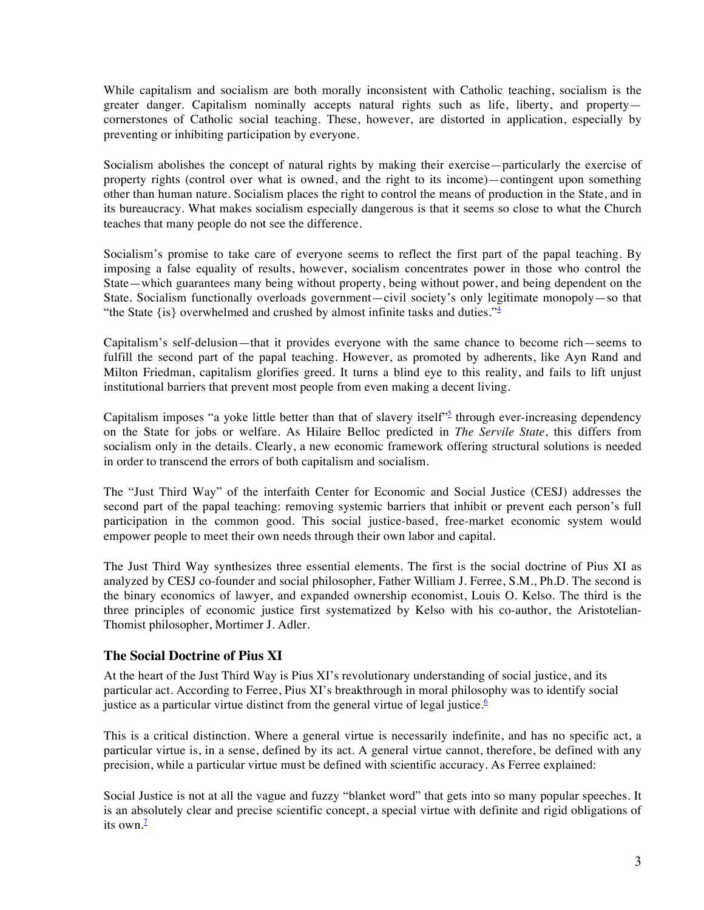While capitalism and socialism are both morally inconsistent with Catholic teaching, socialism is the greater danger. Capitalism nominally accepts natural rights such as life, liberty, and property—cornerstones of Catholic social teaching. These, however, are distorted in application, especially by preventing or inhibiting participation by everyone.

Socialism abolishes the concept of natural rights by making their exercise—particularly the exercise of property rights (control over what is owned, and the right to its income)—contingent upon something other than human nature. Socialism places the right to control the means of production in the State, and in its bureaucracy. What makes socialism especially dangerous is that it seems so close to what the Church teaches that many people do not see the difference.

Socialism's promise to take care of everyone seems to reflect the first part of the papal teaching. By imposing a false equality of results, however, socialism concentrates power in those who control the State—which guarantees many being without property, being without power, and being dependent on the State. Socialism functionally overloads government—civil society's only legitimate monopoly—so that "the State {is} overwhelmed and crushed by almost infinite tasks and duties."[4]

Capitalism's self-delusion—that it provides everyone with the same chance to become rich—seems to fulfill the second part of the papal teaching. However, as promoted by adherents, like Ayn Rand and Milton Friedman, capitalism glorifies greed. It turns a blind eye to this reality, and fails to lift unjust institutional barriers that prevent most people from even making a decent living.

Capitalism imposes "a yoke little better than that of slavery itself"[5] through ever-increasing dependency on the State for jobs or welfare. As Hilaire Belloc predicted in *The Servile State*, this differs from socialism only in the details. Clearly, a new economic framework offering structural solutions is needed in order to transcend the errors of both capitalism and socialism.

The "Just Third Way" of the interfaith Center for Economic and Social Justice (CESJ) addresses the second part of the papal teaching: removing systemic barriers that inhibit or prevent each person's full participation in the common good. This social justice-based, free-market economic system would empower people to meet their own needs through their own labor and capital.

The Just Third Way synthesizes three essential elements. The first is the social doctrine of Pius XI as analyzed by CESJ co-founder and social philosopher, Father William J. Ferree, S.M., Ph.D. The second is the binary economics of lawyer, and expanded ownership economist, Louis O. Kelso. The third is the three principles of economic justice first systematized by Kelso with his co-author, the Aristotelian-Thomist philosopher, Mortimer J. Adler.

## The Social Doctrine of Pius XI

At the heart of the Just Third Way is Pius XI's revolutionary understanding of social justice, and its particular act. According to Ferree, Pius XI's breakthrough in moral philosophy was to identify social justice as a particular virtue distinct from the general virtue of legal justice.[6]

This is a critical distinction. Where a general virtue is necessarily indefinite, and has no specific act, a particular virtue is, in a sense, defined by its act. A general virtue cannot, therefore, be defined with any precision, while a particular virtue must be defined with scientific accuracy. As Ferree explained:

Social Justice is not at all the vague and fuzzy "blanket word" that gets into so many popular speeches. It is an absolutely clear and precise scientific concept, a special virtue with definite and rigid obligations of its own.[7]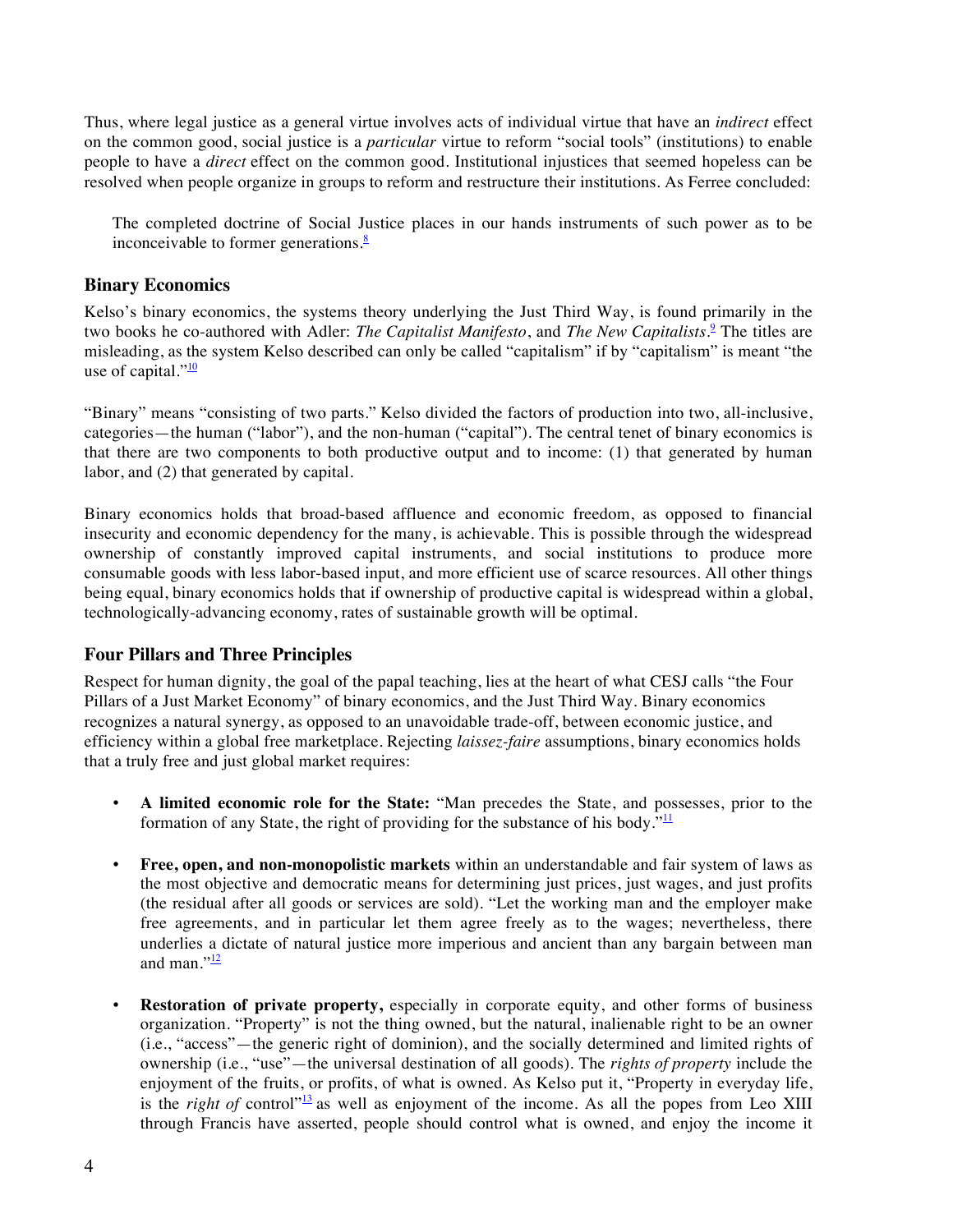Thus, where legal justice as a general virtue involves acts of individual virtue that have an *indirect* effect on the common good, social justice is a *particular* virtue to reform "social tools" (institutions) to enable people to have a *direct* effect on the common good. Institutional injustices that seemed hopeless can be resolved when people organize in groups to reform and restructure their institutions. As Ferree concluded:

> The completed doctrine of Social Justice places in our hands instruments of such power as to be inconceivable to former generations.[8]

## Binary Economics

Kelso's binary economics, the systems theory underlying the Just Third Way, is found primarily in the two books he co-authored with Adler: *The Capitalist Manifesto*, and *The New Capitalists*.[9] The titles are misleading, as the system Kelso described can only be called "capitalism" if by "capitalism" is meant "the use of capital."[10]

"Binary" means "consisting of two parts." Kelso divided the factors of production into two, all-inclusive, categories—the human ("labor"), and the non-human ("capital"). The central tenet of binary economics is that there are two components to both productive output and to income: (1) that generated by human labor, and (2) that generated by capital.

Binary economics holds that broad-based affluence and economic freedom, as opposed to financial insecurity and economic dependency for the many, is achievable. This is possible through the widespread ownership of constantly improved capital instruments, and social institutions to produce more consumable goods with less labor-based input, and more efficient use of scarce resources. All other things being equal, binary economics holds that if ownership of productive capital is widespread within a global, technologically-advancing economy, rates of sustainable growth will be optimal.

## Four Pillars and Three Principles

Respect for human dignity, the goal of the papal teaching, lies at the heart of what CESJ calls "the Four Pillars of a Just Market Economy" of binary economics, and the Just Third Way. Binary economics recognizes a natural synergy, as opposed to an unavoidable trade-off, between economic justice, and efficiency within a global free marketplace. Rejecting *laissez-faire* assumptions, binary economics holds that a truly free and just global market requires:

- **A limited economic role for the State:** "Man precedes the State, and possesses, prior to the formation of any State, the right of providing for the substance of his body."[11]

- **Free, open, and non-monopolistic markets** within an understandable and fair system of laws as the most objective and democratic means for determining just prices, just wages, and just profits (the residual after all goods or services are sold). "Let the working man and the employer make free agreements, and in particular let them agree freely as to the wages; nevertheless, there underlies a dictate of natural justice more imperious and ancient than any bargain between man and man."[12]

- **Restoration of private property,** especially in corporate equity, and other forms of business organization. "Property" is not the thing owned, but the natural, inalienable right to be an owner (i.e., "access"—the generic right of dominion), and the socially determined and limited rights of ownership (i.e., "use"—the universal destination of all goods). The *rights of property* include the enjoyment of the fruits, or profits, of what is owned. As Kelso put it, "Property in everyday life, is the *right of* control"[13] as well as enjoyment of the income. As all the popes from Leo XIII through Francis have asserted, people should control what is owned, and enjoy the income it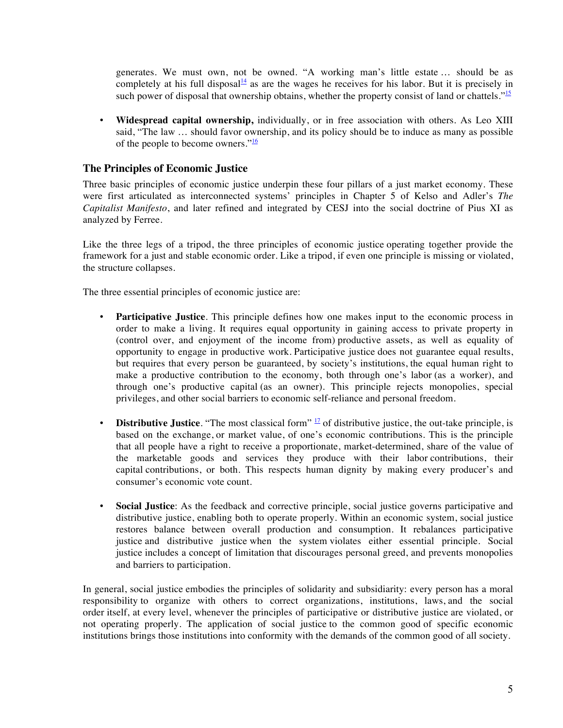generates. We must own, not be owned. "A working man's little estate … should be as completely at his full disposal[14] as are the wages he receives for his labor. But it is precisely in such power of disposal that ownership obtains, whether the property consist of land or chattels."[15]

- **Widespread capital ownership,** individually, or in free association with others. As Leo XIII said, "The law … should favor ownership, and its policy should be to induce as many as possible of the people to become owners."[16]

### The Principles of Economic Justice

Three basic principles of economic justice underpin these four pillars of a just market economy. These were first articulated as interconnected systems' principles in Chapter 5 of Kelso and Adler's *The Capitalist Manifesto*, and later refined and integrated by CESJ into the social doctrine of Pius XI as analyzed by Ferree.

Like the three legs of a tripod, the three principles of economic justice operating together provide the framework for a just and stable economic order. Like a tripod, if even one principle is missing or violated, the structure collapses.

The three essential principles of economic justice are:

- **Participative Justice**. This principle defines how one makes input to the economic process in order to make a living. It requires equal opportunity in gaining access to private property in (control over, and enjoyment of the income from) productive assets, as well as equality of opportunity to engage in productive work. Participative justice does not guarantee equal results, but requires that every person be guaranteed, by society's institutions, the equal human right to make a productive contribution to the economy, both through one's labor (as a worker), and through one's productive capital (as an owner). This principle rejects monopolies, special privileges, and other social barriers to economic self-reliance and personal freedom.

- **Distributive Justice**. "The most classical form" [17] of distributive justice, the out-take principle, is based on the exchange, or market value, of one's economic contributions. This is the principle that all people have a right to receive a proportionate, market-determined, share of the value of the marketable goods and services they produce with their labor contributions, their capital contributions, or both. This respects human dignity by making every producer's and consumer's economic vote count.

- **Social Justice**: As the feedback and corrective principle, social justice governs participative and distributive justice, enabling both to operate properly. Within an economic system, social justice restores balance between overall production and consumption. It rebalances participative justice and distributive justice when the system violates either essential principle. Social justice includes a concept of limitation that discourages personal greed, and prevents monopolies and barriers to participation.

In general, social justice embodies the principles of solidarity and subsidiarity: every person has a moral responsibility to organize with others to correct organizations, institutions, laws, and the social order itself, at every level, whenever the principles of participative or distributive justice are violated, or not operating properly. The application of social justice to the common good of specific economic institutions brings those institutions into conformity with the demands of the common good of all society.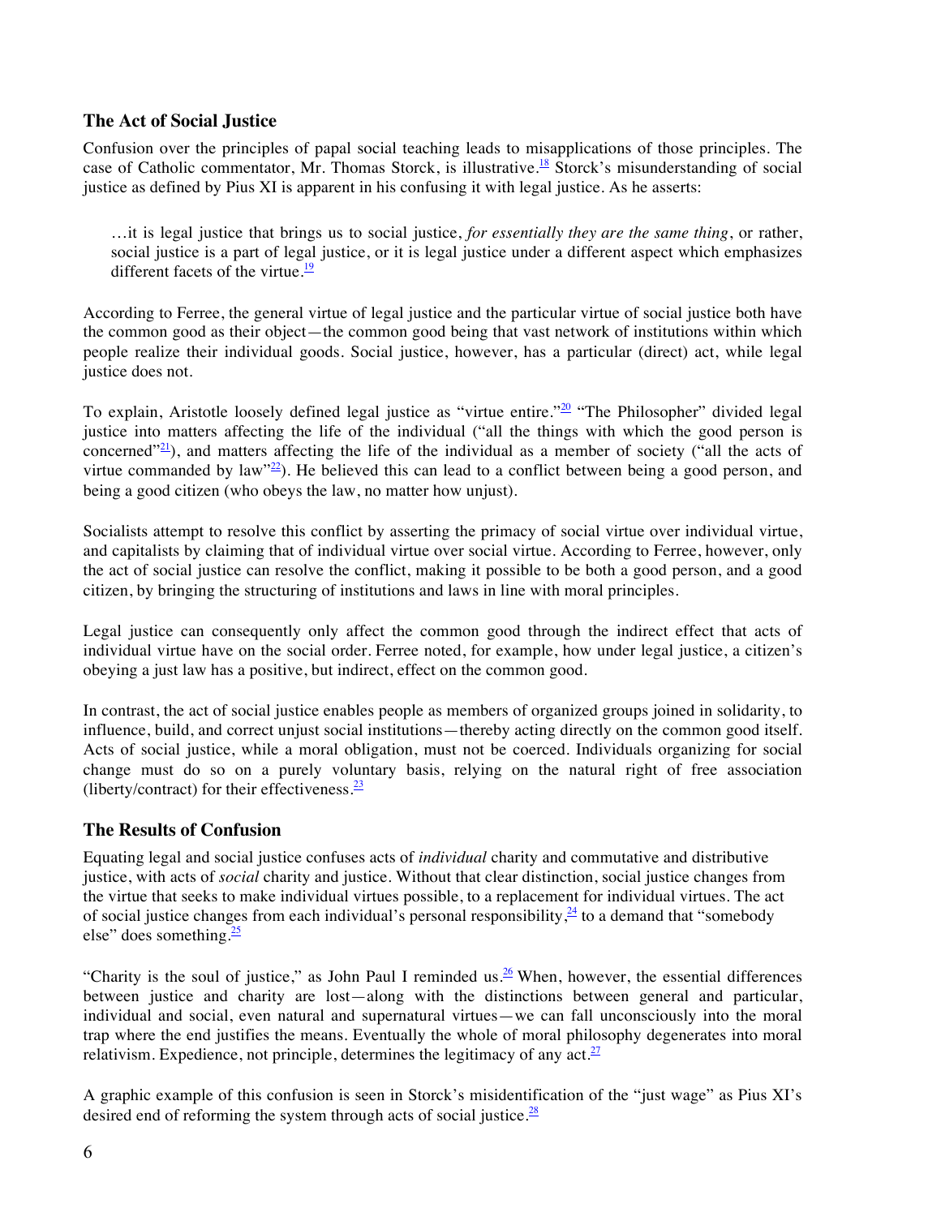## The Act of Social Justice

Confusion over the principles of papal social teaching leads to misapplications of those principles. The case of Catholic commentator, Mr. Thomas Storck, is illustrative.[18] Storck's misunderstanding of social justice as defined by Pius XI is apparent in his confusing it with legal justice. As he asserts:

> …it is legal justice that brings us to social justice, *for essentially they are the same thing*, or rather, social justice is a part of legal justice, or it is legal justice under a different aspect which emphasizes different facets of the virtue.[19]

According to Ferree, the general virtue of legal justice and the particular virtue of social justice both have the common good as their object—the common good being that vast network of institutions within which people realize their individual goods. Social justice, however, has a particular (direct) act, while legal justice does not.

To explain, Aristotle loosely defined legal justice as "virtue entire."[20] "The Philosopher" divided legal justice into matters affecting the life of the individual ("all the things with which the good person is concerned"[21]), and matters affecting the life of the individual as a member of society ("all the acts of virtue commanded by law"[22]). He believed this can lead to a conflict between being a good person, and being a good citizen (who obeys the law, no matter how unjust).

Socialists attempt to resolve this conflict by asserting the primacy of social virtue over individual virtue, and capitalists by claiming that of individual virtue over social virtue. According to Ferree, however, only the act of social justice can resolve the conflict, making it possible to be both a good person, and a good citizen, by bringing the structuring of institutions and laws in line with moral principles.

Legal justice can consequently only affect the common good through the indirect effect that acts of individual virtue have on the social order. Ferree noted, for example, how under legal justice, a citizen's obeying a just law has a positive, but indirect, effect on the common good.

In contrast, the act of social justice enables people as members of organized groups joined in solidarity, to influence, build, and correct unjust social institutions—thereby acting directly on the common good itself. Acts of social justice, while a moral obligation, must not be coerced. Individuals organizing for social change must do so on a purely voluntary basis, relying on the natural right of free association (liberty/contract) for their effectiveness.[23]

## The Results of Confusion

Equating legal and social justice confuses acts of *individual* charity and commutative and distributive justice, with acts of *social* charity and justice. Without that clear distinction, social justice changes from the virtue that seeks to make individual virtues possible, to a replacement for individual virtues. The act of social justice changes from each individual's personal responsibility,[24] to a demand that "somebody else" does something.[25]

"Charity is the soul of justice," as John Paul I reminded us.[26] When, however, the essential differences between justice and charity are lost—along with the distinctions between general and particular, individual and social, even natural and supernatural virtues—we can fall unconsciously into the moral trap where the end justifies the means. Eventually the whole of moral philosophy degenerates into moral relativism. Expedience, not principle, determines the legitimacy of any act.[27]

A graphic example of this confusion is seen in Storck's misidentification of the "just wage" as Pius XI's desired end of reforming the system through acts of social justice.[28]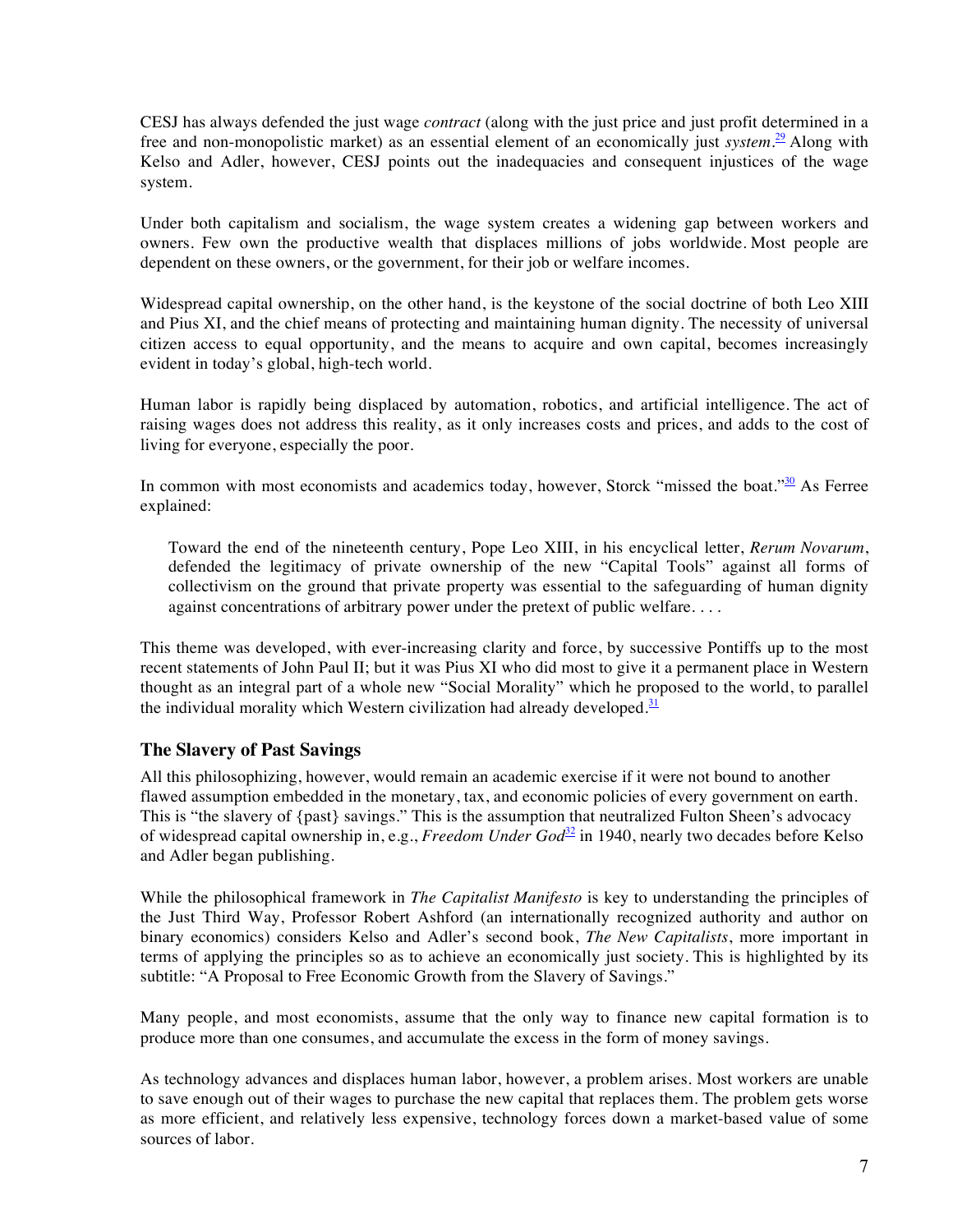CESJ has always defended the just wage *contract* (along with the just price and just profit determined in a free and non-monopolistic market) as an essential element of an economically just *system*.[29] Along with Kelso and Adler, however, CESJ points out the inadequacies and consequent injustices of the wage system.

Under both capitalism and socialism, the wage system creates a widening gap between workers and owners. Few own the productive wealth that displaces millions of jobs worldwide. Most people are dependent on these owners, or the government, for their job or welfare incomes.

Widespread capital ownership, on the other hand, is the keystone of the social doctrine of both Leo XIII and Pius XI, and the chief means of protecting and maintaining human dignity. The necessity of universal citizen access to equal opportunity, and the means to acquire and own capital, becomes increasingly evident in today's global, high-tech world.

Human labor is rapidly being displaced by automation, robotics, and artificial intelligence. The act of raising wages does not address this reality, as it only increases costs and prices, and adds to the cost of living for everyone, especially the poor.

In common with most economists and academics today, however, Storck "missed the boat."[30] As Ferree explained:

> Toward the end of the nineteenth century, Pope Leo XIII, in his encyclical letter, *Rerum Novarum*, defended the legitimacy of private ownership of the new "Capital Tools" against all forms of collectivism on the ground that private property was essential to the safeguarding of human dignity against concentrations of arbitrary power under the pretext of public welfare. . . .

This theme was developed, with ever-increasing clarity and force, by successive Pontiffs up to the most recent statements of John Paul II; but it was Pius XI who did most to give it a permanent place in Western thought as an integral part of a whole new "Social Morality" which he proposed to the world, to parallel the individual morality which Western civilization had already developed.[31]

### The Slavery of Past Savings

All this philosophizing, however, would remain an academic exercise if it were not bound to another flawed assumption embedded in the monetary, tax, and economic policies of every government on earth. This is "the slavery of {past} savings." This is the assumption that neutralized Fulton Sheen's advocacy of widespread capital ownership in, e.g., *Freedom Under God*[32] in 1940, nearly two decades before Kelso and Adler began publishing.

While the philosophical framework in *The Capitalist Manifesto* is key to understanding the principles of the Just Third Way, Professor Robert Ashford (an internationally recognized authority and author on binary economics) considers Kelso and Adler's second book, *The New Capitalists*, more important in terms of applying the principles so as to achieve an economically just society. This is highlighted by its subtitle: "A Proposal to Free Economic Growth from the Slavery of Savings."

Many people, and most economists, assume that the only way to finance new capital formation is to produce more than one consumes, and accumulate the excess in the form of money savings.

As technology advances and displaces human labor, however, a problem arises. Most workers are unable to save enough out of their wages to purchase the new capital that replaces them. The problem gets worse as more efficient, and relatively less expensive, technology forces down a market-based value of some sources of labor.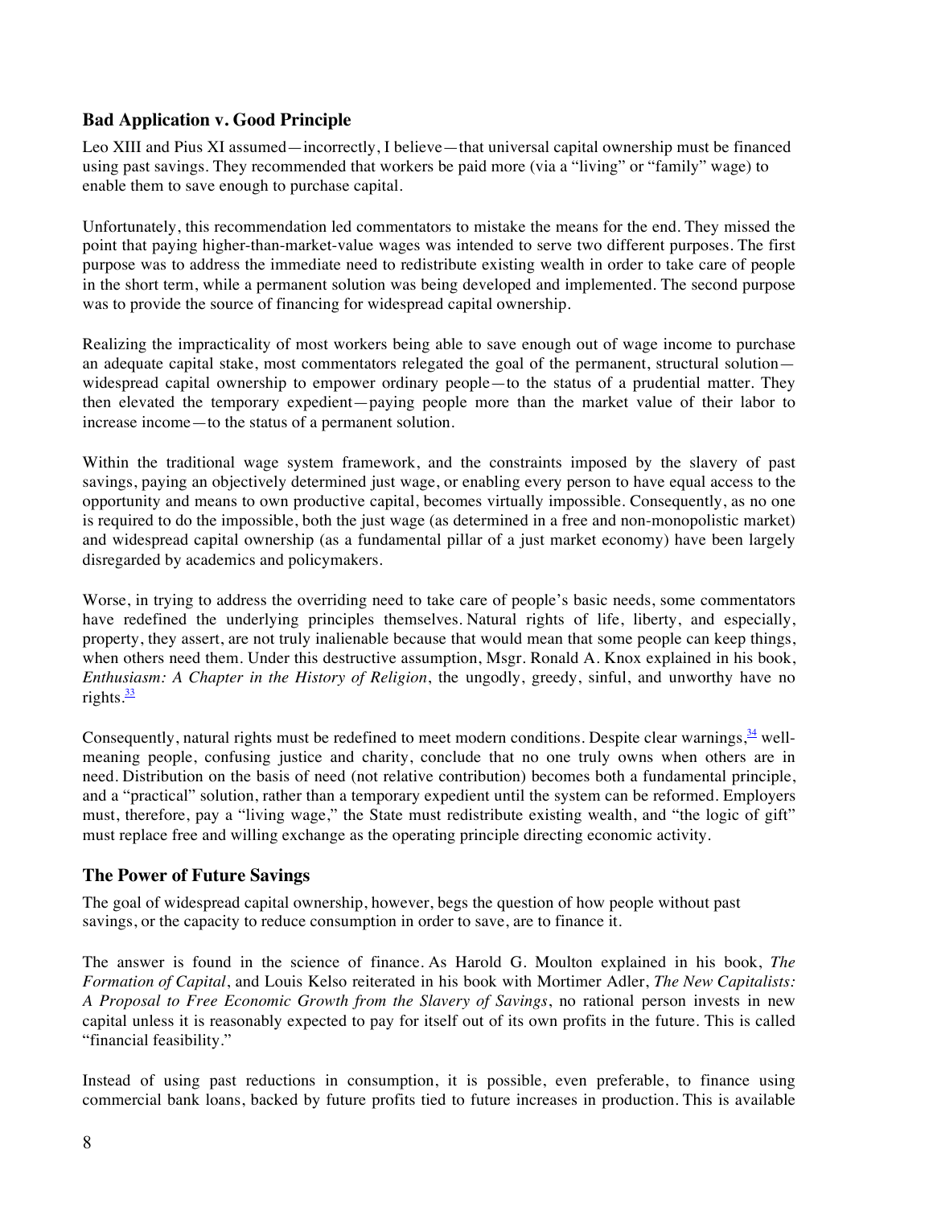## Bad Application v. Good Principle

Leo XIII and Pius XI assumed—incorrectly, I believe—that universal capital ownership must be financed using past savings. They recommended that workers be paid more (via a "living" or "family" wage) to enable them to save enough to purchase capital.

Unfortunately, this recommendation led commentators to mistake the means for the end. They missed the point that paying higher-than-market-value wages was intended to serve two different purposes. The first purpose was to address the immediate need to redistribute existing wealth in order to take care of people in the short term, while a permanent solution was being developed and implemented. The second purpose was to provide the source of financing for widespread capital ownership.

Realizing the impracticality of most workers being able to save enough out of wage income to purchase an adequate capital stake, most commentators relegated the goal of the permanent, structural solution—widespread capital ownership to empower ordinary people—to the status of a prudential matter. They then elevated the temporary expedient—paying people more than the market value of their labor to increase income—to the status of a permanent solution.

Within the traditional wage system framework, and the constraints imposed by the slavery of past savings, paying an objectively determined just wage, or enabling every person to have equal access to the opportunity and means to own productive capital, becomes virtually impossible. Consequently, as no one is required to do the impossible, both the just wage (as determined in a free and non-monopolistic market) and widespread capital ownership (as a fundamental pillar of a just market economy) have been largely disregarded by academics and policymakers.

Worse, in trying to address the overriding need to take care of people's basic needs, some commentators have redefined the underlying principles themselves. Natural rights of life, liberty, and especially, property, they assert, are not truly inalienable because that would mean that some people can keep things, when others need them. Under this destructive assumption, Msgr. Ronald A. Knox explained in his book, *Enthusiasm: A Chapter in the History of Religion*, the ungodly, greedy, sinful, and unworthy have no rights.[33]

Consequently, natural rights must be redefined to meet modern conditions. Despite clear warnings,[34] well-meaning people, confusing justice and charity, conclude that no one truly owns when others are in need. Distribution on the basis of need (not relative contribution) becomes both a fundamental principle, and a "practical" solution, rather than a temporary expedient until the system can be reformed. Employers must, therefore, pay a "living wage," the State must redistribute existing wealth, and "the logic of gift" must replace free and willing exchange as the operating principle directing economic activity.

## The Power of Future Savings

The goal of widespread capital ownership, however, begs the question of how people without past savings, or the capacity to reduce consumption in order to save, are to finance it.

The answer is found in the science of finance. As Harold G. Moulton explained in his book, *The Formation of Capital*, and Louis Kelso reiterated in his book with Mortimer Adler, *The New Capitalists: A Proposal to Free Economic Growth from the Slavery of Savings*, no rational person invests in new capital unless it is reasonably expected to pay for itself out of its own profits in the future. This is called "financial feasibility."

Instead of using past reductions in consumption, it is possible, even preferable, to finance using commercial bank loans, backed by future profits tied to future increases in production. This is available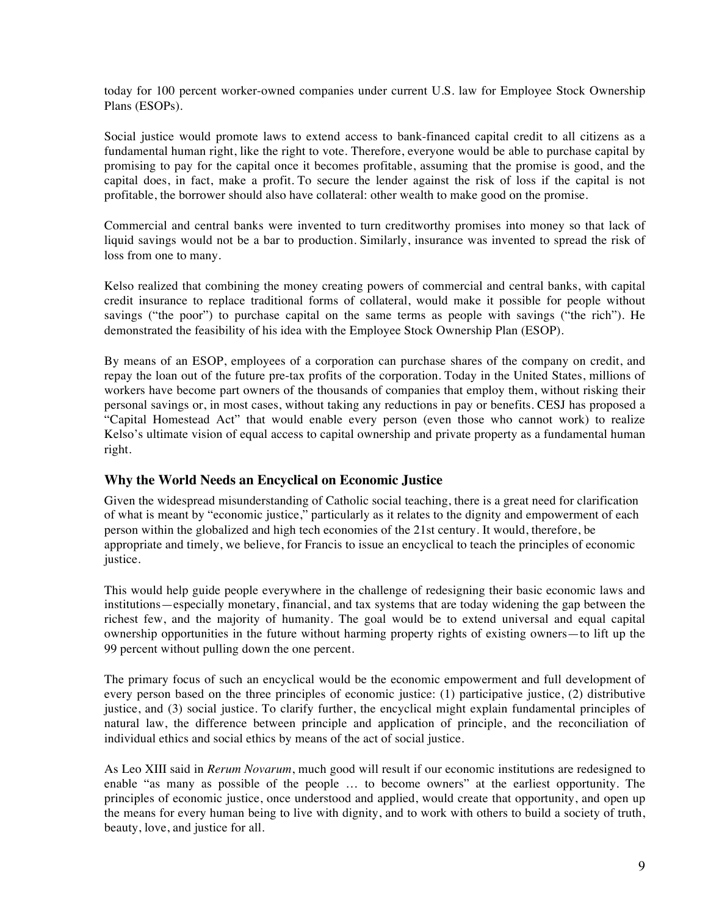today for 100 percent worker-owned companies under current U.S. law for Employee Stock Ownership Plans (ESOPs).

Social justice would promote laws to extend access to bank-financed capital credit to all citizens as a fundamental human right, like the right to vote. Therefore, everyone would be able to purchase capital by promising to pay for the capital once it becomes profitable, assuming that the promise is good, and the capital does, in fact, make a profit. To secure the lender against the risk of loss if the capital is not profitable, the borrower should also have collateral: other wealth to make good on the promise.

Commercial and central banks were invented to turn creditworthy promises into money so that lack of liquid savings would not be a bar to production. Similarly, insurance was invented to spread the risk of loss from one to many.

Kelso realized that combining the money creating powers of commercial and central banks, with capital credit insurance to replace traditional forms of collateral, would make it possible for people without savings ("the poor") to purchase capital on the same terms as people with savings ("the rich"). He demonstrated the feasibility of his idea with the Employee Stock Ownership Plan (ESOP).

By means of an ESOP, employees of a corporation can purchase shares of the company on credit, and repay the loan out of the future pre-tax profits of the corporation. Today in the United States, millions of workers have become part owners of the thousands of companies that employ them, without risking their personal savings or, in most cases, without taking any reductions in pay or benefits. CESJ has proposed a "Capital Homestead Act" that would enable every person (even those who cannot work) to realize Kelso's ultimate vision of equal access to capital ownership and private property as a fundamental human right.

## Why the World Needs an Encyclical on Economic Justice

Given the widespread misunderstanding of Catholic social teaching, there is a great need for clarification of what is meant by "economic justice," particularly as it relates to the dignity and empowerment of each person within the globalized and high tech economies of the 21st century. It would, therefore, be appropriate and timely, we believe, for Francis to issue an encyclical to teach the principles of economic justice.

This would help guide people everywhere in the challenge of redesigning their basic economic laws and institutions—especially monetary, financial, and tax systems that are today widening the gap between the richest few, and the majority of humanity. The goal would be to extend universal and equal capital ownership opportunities in the future without harming property rights of existing owners—to lift up the 99 percent without pulling down the one percent.

The primary focus of such an encyclical would be the economic empowerment and full development of every person based on the three principles of economic justice: (1) participative justice, (2) distributive justice, and (3) social justice. To clarify further, the encyclical might explain fundamental principles of natural law, the difference between principle and application of principle, and the reconciliation of individual ethics and social ethics by means of the act of social justice.

As Leo XIII said in *Rerum Novarum*, much good will result if our economic institutions are redesigned to enable "as many as possible of the people … to become owners" at the earliest opportunity. The principles of economic justice, once understood and applied, would create that opportunity, and open up the means for every human being to live with dignity, and to work with others to build a society of truth, beauty, love, and justice for all.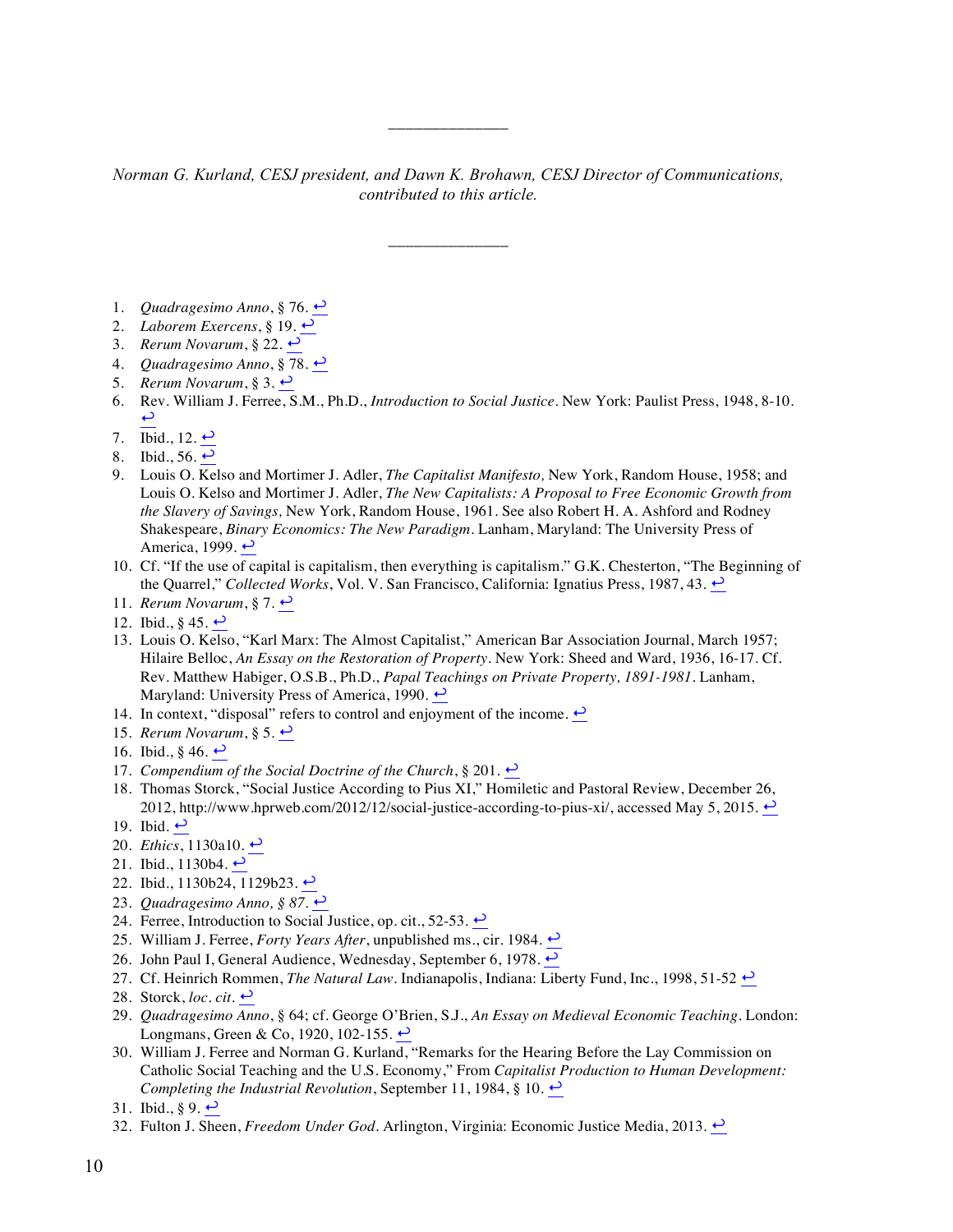______________

*Norman G. Kurland, CESJ president, and Dawn K. Brohawn, CESJ Director of Communications, contributed to this article.*

______________

1. *Quadragesimo Anno*, § 76. ↩
2. *Laborem Exercens*, § 19. ↩
3. *Rerum Novarum*, § 22. ↩
4. *Quadragesimo Anno*, § 78. ↩
5. *Rerum Novarum*, § 3. ↩
6. Rev. William J. Ferree, S.M., Ph.D., *Introduction to Social Justice*. New York: Paulist Press, 1948, 8-10. ↩
7. Ibid., 12. ↩
8. Ibid., 56. ↩
9. Louis O. Kelso and Mortimer J. Adler, *The Capitalist Manifesto,* New York, Random House, 1958; and Louis O. Kelso and Mortimer J. Adler, *The New Capitalists: A Proposal to Free Economic Growth from the Slavery of Savings,* New York, Random House, 1961. See also Robert H. A. Ashford and Rodney Shakespeare, *Binary Economics: The New Paradigm*. Lanham, Maryland: The University Press of America, 1999. ↩
10. Cf. "If the use of capital is capitalism, then everything is capitalism." G.K. Chesterton, "The Beginning of the Quarrel," *Collected Works*, Vol. V. San Francisco, California: Ignatius Press, 1987, 43. ↩
11. *Rerum Novarum*, § 7. ↩
12. Ibid., § 45. ↩
13. Louis O. Kelso, "Karl Marx: The Almost Capitalist," American Bar Association Journal, March 1957; Hilaire Belloc, *An Essay on the Restoration of Property*. New York: Sheed and Ward, 1936, 16-17. Cf. Rev. Matthew Habiger, O.S.B., Ph.D., *Papal Teachings on Private Property, 1891-1981*. Lanham, Maryland: University Press of America, 1990. ↩
14. In context, "disposal" refers to control and enjoyment of the income. ↩
15. *Rerum Novarum*, § 5. ↩
16. Ibid., § 46. ↩
17. *Compendium of the Social Doctrine of the Church*, § 201. ↩
18. Thomas Storck, "Social Justice According to Pius XI," Homiletic and Pastoral Review, December 26, 2012, http://www.hprweb.com/2012/12/social-justice-according-to-pius-xi/, accessed May 5, 2015. ↩
19. Ibid. ↩
20. *Ethics*, 1130a10. ↩
21. Ibid., 1130b4. ↩
22. Ibid., 1130b24, 1129b23. ↩
23. *Quadragesimo Anno, § 87*. ↩
24. Ferree, Introduction to Social Justice, op. cit., 52-53. ↩
25. William J. Ferree, *Forty Years After*, unpublished ms., cir. 1984. ↩
26. John Paul I, General Audience, Wednesday, September 6, 1978. ↩
27. Cf. Heinrich Rommen, *The Natural Law*. Indianapolis, Indiana: Liberty Fund, Inc., 1998, 51-52 ↩
28. Storck, *loc. cit*. ↩
29. *Quadragesimo Anno*, § 64; cf. George O'Brien, S.J., *An Essay on Medieval Economic Teaching*. London: Longmans, Green & Co, 1920, 102-155. ↩
30. William J. Ferree and Norman G. Kurland, "Remarks for the Hearing Before the Lay Commission on Catholic Social Teaching and the U.S. Economy," From *Capitalist Production to Human Development: Completing the Industrial Revolution*, September 11, 1984, § 10. ↩
31. Ibid., § 9. ↩
32. Fulton J. Sheen, *Freedom Under God*. Arlington, Virginia: Economic Justice Media, 2013. ↩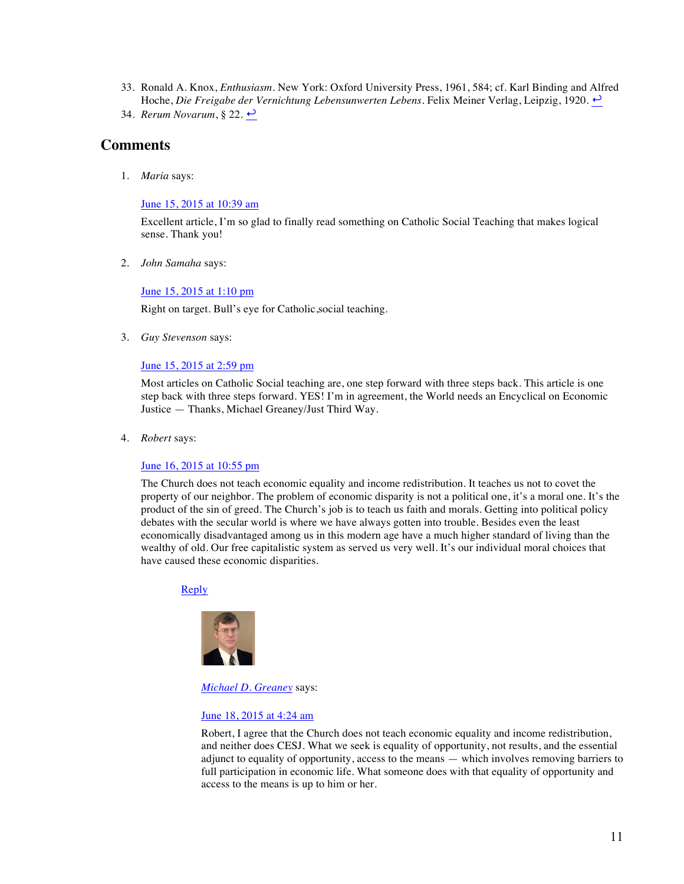33. Ronald A. Knox, *Enthusiasm*. New York: Oxford University Press, 1961, 584; cf. Karl Binding and Alfred Hoche, *Die Freigabe der Vernichtung Lebensunwerten Lebens*. Felix Meiner Verlag, Leipzig, 1920. ↩
34. *Rerum Novarum*, § 22. ↩

## Comments

1. *Maria* says:

   June 15, 2015 at 10:39 am

   Excellent article, I'm so glad to finally read something on Catholic Social Teaching that makes logical sense. Thank you!

2. *John Samaha* says:

   June 15, 2015 at 1:10 pm

   Right on target. Bull's eye for Catholic,social teaching.

3. *Guy Stevenson* says:

   June 15, 2015 at 2:59 pm

   Most articles on Catholic Social teaching are, one step forward with three steps back. This article is one step back with three steps forward. YES! I'm in agreement, the World needs an Encyclical on Economic Justice — Thanks, Michael Greaney/Just Third Way.

4. *Robert* says:

   June 16, 2015 at 10:55 pm

   The Church does not teach economic equality and income redistribution. It teaches us not to covet the property of our neighbor. The problem of economic disparity is not a political one, it's a moral one. It's the product of the sin of greed. The Church's job is to teach us faith and morals. Getting into political policy debates with the secular world is where we have always gotten into trouble. Besides even the least economically disadvantaged among us in this modern age have a much higher standard of living than the wealthy of old. Our free capitalistic system as served us very well. It's our individual moral choices that have caused these economic disparities.

   Reply

   *Michael D. Greaney* says:

   June 18, 2015 at 4:24 am

   Robert, I agree that the Church does not teach economic equality and income redistribution, and neither does CESJ. What we seek is equality of opportunity, not results, and the essential adjunct to equality of opportunity, access to the means — which involves removing barriers to full participation in economic life. What someone does with that equality of opportunity and access to the means is up to him or her.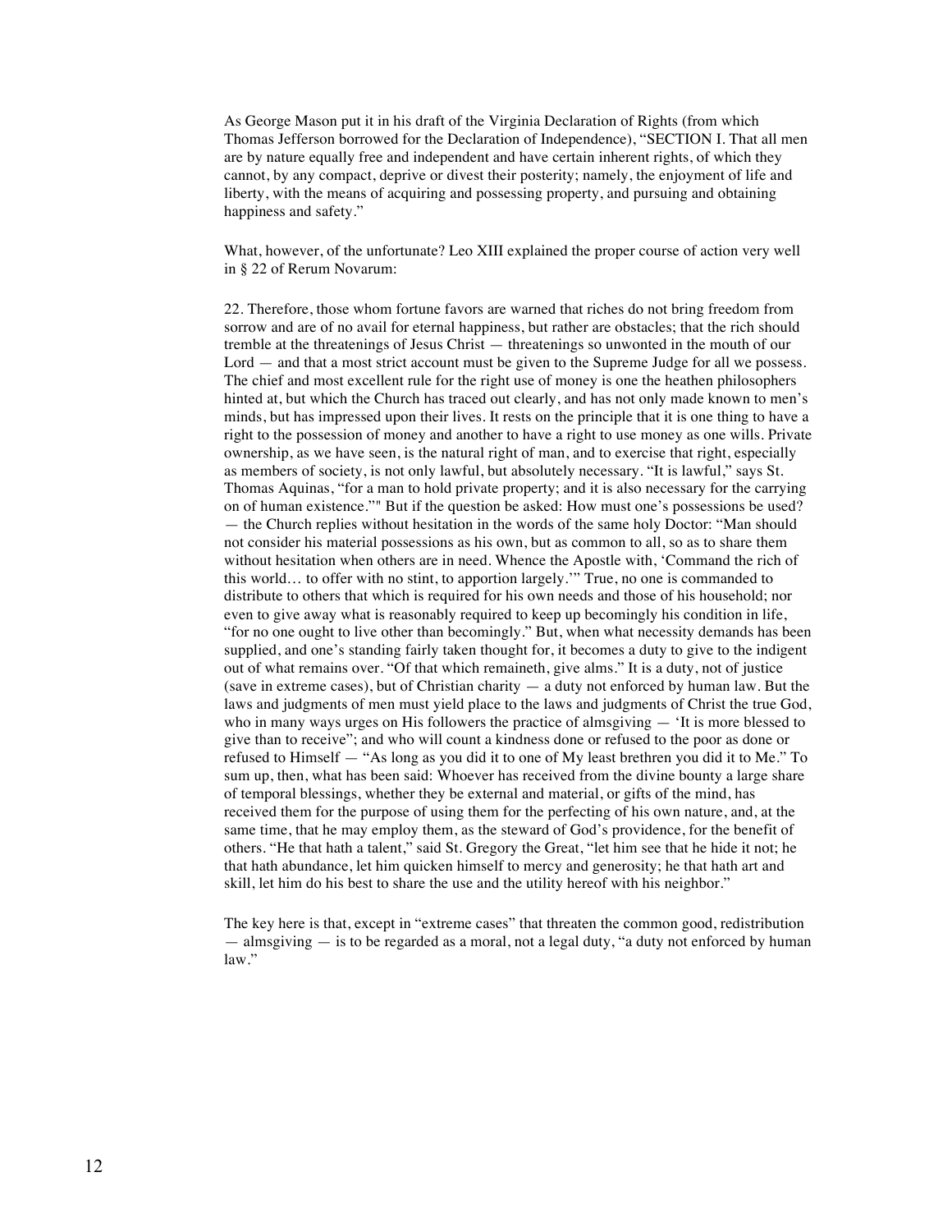As George Mason put it in his draft of the Virginia Declaration of Rights (from which Thomas Jefferson borrowed for the Declaration of Independence), "SECTION I. That all men are by nature equally free and independent and have certain inherent rights, of which they cannot, by any compact, deprive or divest their posterity; namely, the enjoyment of life and liberty, with the means of acquiring and possessing property, and pursuing and obtaining happiness and safety."

What, however, of the unfortunate? Leo XIII explained the proper course of action very well in § 22 of Rerum Novarum:

22. Therefore, those whom fortune favors are warned that riches do not bring freedom from sorrow and are of no avail for eternal happiness, but rather are obstacles; that the rich should tremble at the threatenings of Jesus Christ — threatenings so unwonted in the mouth of our Lord — and that a most strict account must be given to the Supreme Judge for all we possess. The chief and most excellent rule for the right use of money is one the heathen philosophers hinted at, but which the Church has traced out clearly, and has not only made known to men's minds, but has impressed upon their lives. It rests on the principle that it is one thing to have a right to the possession of money and another to have a right to use money as one wills. Private ownership, as we have seen, is the natural right of man, and to exercise that right, especially as members of society, is not only lawful, but absolutely necessary. "It is lawful," says St. Thomas Aquinas, "for a man to hold private property; and it is also necessary for the carrying on of human existence."" But if the question be asked: How must one's possessions be used? — the Church replies without hesitation in the words of the same holy Doctor: "Man should not consider his material possessions as his own, but as common to all, so as to share them without hesitation when others are in need. Whence the Apostle with, 'Command the rich of this world… to offer with no stint, to apportion largely.'" True, no one is commanded to distribute to others that which is required for his own needs and those of his household; nor even to give away what is reasonably required to keep up becomingly his condition in life, "for no one ought to live other than becomingly." But, when what necessity demands has been supplied, and one's standing fairly taken thought for, it becomes a duty to give to the indigent out of what remains over. "Of that which remaineth, give alms." It is a duty, not of justice (save in extreme cases), but of Christian charity — a duty not enforced by human law. But the laws and judgments of men must yield place to the laws and judgments of Christ the true God, who in many ways urges on His followers the practice of almsgiving — 'It is more blessed to give than to receive"; and who will count a kindness done or refused to the poor as done or refused to Himself — "As long as you did it to one of My least brethren you did it to Me." To sum up, then, what has been said: Whoever has received from the divine bounty a large share of temporal blessings, whether they be external and material, or gifts of the mind, has received them for the purpose of using them for the perfecting of his own nature, and, at the same time, that he may employ them, as the steward of God's providence, for the benefit of others. "He that hath a talent," said St. Gregory the Great, "let him see that he hide it not; he that hath abundance, let him quicken himself to mercy and generosity; he that hath art and skill, let him do his best to share the use and the utility hereof with his neighbor."

The key here is that, except in "extreme cases" that threaten the common good, redistribution — almsgiving — is to be regarded as a moral, not a legal duty, "a duty not enforced by human law."